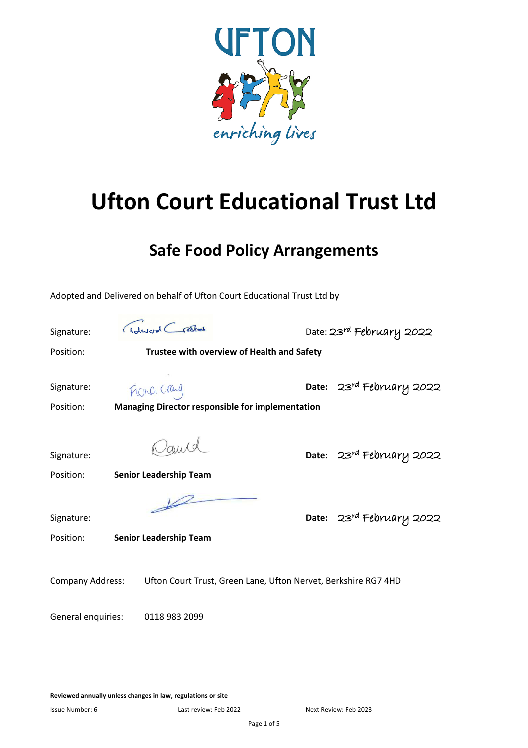# Ufton Court Educational Trust Ltd

## Safe Food Policy Arrangements

Adopted and Delivered on behalf of Ufton Court Educational Trust Ltd by

Signature: Edward Crookes — Date: 23rd February 2022

Position: **Trustee with overview of Health and Safety**

Signature: Fiona Craig — **Date:** 23rd February 2022

Position: **Managing Director responsible for implementation**

Signature: David — **Date:** 23rd February 2022

Position: **Senior Leadership Team**

Signature: — **Date:** 23rd February 2022

Position: **Senior Leadership Team**

Company Address: Ufton Court Trust, Green Lane, Ufton Nervet, Berkshire RG7 4HD

General enquiries: 0118 983 2099

**Reviewed annually unless changes in law, regulations or site**

Issue Number: 6 | Last review: Feb 2022 | Next Review: Feb 2023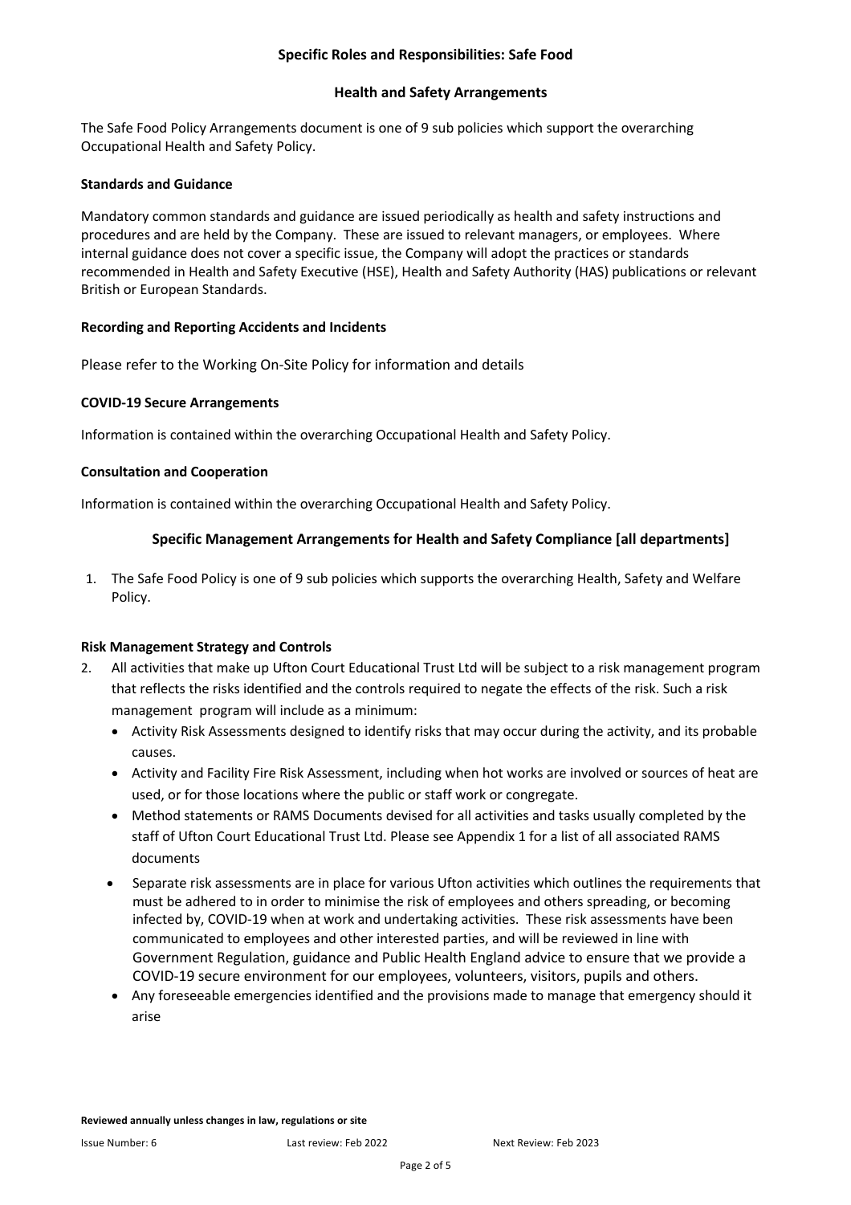## Specific Roles and Responsibilities: Safe Food

### Health and Safety Arrangements

The Safe Food Policy Arrangements document is one of 9 sub policies which support the overarching Occupational Health and Safety Policy.

**Standards and Guidance**

Mandatory common standards and guidance are issued periodically as health and safety instructions and procedures and are held by the Company. These are issued to relevant managers, or employees. Where internal guidance does not cover a specific issue, the Company will adopt the practices or standards recommended in Health and Safety Executive (HSE), Health and Safety Authority (HAS) publications or relevant British or European Standards.

**Recording and Reporting Accidents and Incidents**

Please refer to the Working On-Site Policy for information and details

**COVID-19 Secure Arrangements**

Information is contained within the overarching Occupational Health and Safety Policy.

**Consultation and Cooperation**

Information is contained within the overarching Occupational Health and Safety Policy.

### Specific Management Arrangements for Health and Safety Compliance [all departments]

1. The Safe Food Policy is one of 9 sub policies which supports the overarching Health, Safety and Welfare Policy.

**Risk Management Strategy and Controls**

2. All activities that make up Ufton Court Educational Trust Ltd will be subject to a risk management program that reflects the risks identified and the controls required to negate the effects of the risk. Such a risk management program will include as a minimum:
   - Activity Risk Assessments designed to identify risks that may occur during the activity, and its probable causes.
   - Activity and Facility Fire Risk Assessment, including when hot works are involved or sources of heat are used, or for those locations where the public or staff work or congregate.
   - Method statements or RAMS Documents devised for all activities and tasks usually completed by the staff of Ufton Court Educational Trust Ltd. Please see Appendix 1 for a list of all associated RAMS documents
   - Separate risk assessments are in place for various Ufton activities which outlines the requirements that must be adhered to in order to minimise the risk of employees and others spreading, or becoming infected by, COVID-19 when at work and undertaking activities. These risk assessments have been communicated to employees and other interested parties, and will be reviewed in line with Government Regulation, guidance and Public Health England advice to ensure that we provide a COVID-19 secure environment for our employees, volunteers, visitors, pupils and others.
   - Any foreseeable emergencies identified and the provisions made to manage that emergency should it arise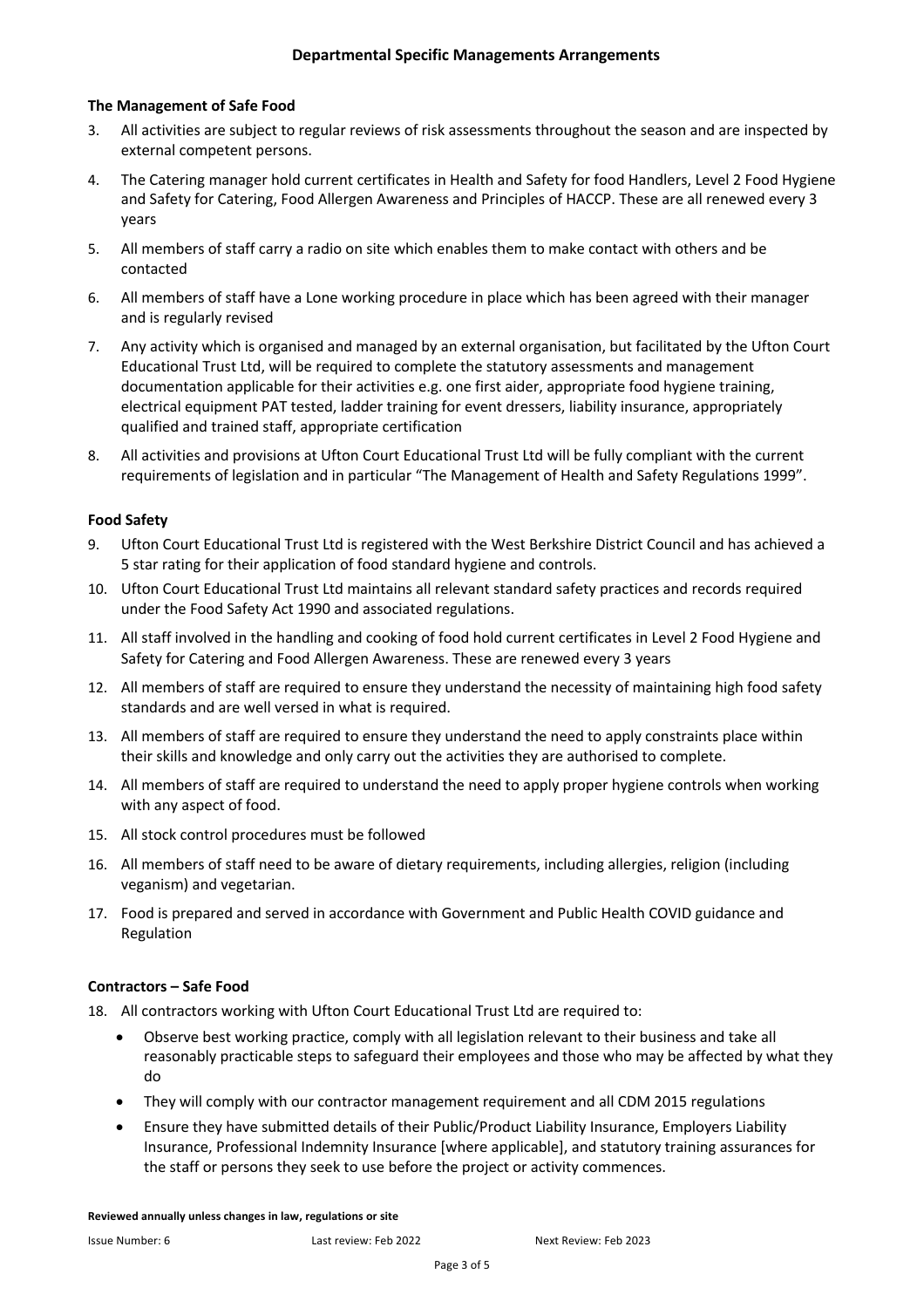## Departmental Specific Managements Arrangements

### The Management of Safe Food

3. All activities are subject to regular reviews of risk assessments throughout the season and are inspected by external competent persons.
4. The Catering manager hold current certificates in Health and Safety for food Handlers, Level 2 Food Hygiene and Safety for Catering, Food Allergen Awareness and Principles of HACCP. These are all renewed every 3 years
5. All members of staff carry a radio on site which enables them to make contact with others and be contacted
6. All members of staff have a Lone working procedure in place which has been agreed with their manager and is regularly revised
7. Any activity which is organised and managed by an external organisation, but facilitated by the Ufton Court Educational Trust Ltd, will be required to complete the statutory assessments and management documentation applicable for their activities e.g. one first aider, appropriate food hygiene training, electrical equipment PAT tested, ladder training for event dressers, liability insurance, appropriately qualified and trained staff, appropriate certification
8. All activities and provisions at Ufton Court Educational Trust Ltd will be fully compliant with the current requirements of legislation and in particular "The Management of Health and Safety Regulations 1999".

### Food Safety

9. Ufton Court Educational Trust Ltd is registered with the West Berkshire District Council and has achieved a 5 star rating for their application of food standard hygiene and controls.
10. Ufton Court Educational Trust Ltd maintains all relevant standard safety practices and records required under the Food Safety Act 1990 and associated regulations.
11. All staff involved in the handling and cooking of food hold current certificates in Level 2 Food Hygiene and Safety for Catering and Food Allergen Awareness. These are renewed every 3 years
12. All members of staff are required to ensure they understand the necessity of maintaining high food safety standards and are well versed in what is required.
13. All members of staff are required to ensure they understand the need to apply constraints place within their skills and knowledge and only carry out the activities they are authorised to complete.
14. All members of staff are required to understand the need to apply proper hygiene controls when working with any aspect of food.
15. All stock control procedures must be followed
16. All members of staff need to be aware of dietary requirements, including allergies, religion (including veganism) and vegetarian.
17. Food is prepared and served in accordance with Government and Public Health COVID guidance and Regulation

### Contractors – Safe Food

18. All contractors working with Ufton Court Educational Trust Ltd are required to:
    - Observe best working practice, comply with all legislation relevant to their business and take all reasonably practicable steps to safeguard their employees and those who may be affected by what they do
    - They will comply with our contractor management requirement and all CDM 2015 regulations
    - Ensure they have submitted details of their Public/Product Liability Insurance, Employers Liability Insurance, Professional Indemnity Insurance [where applicable], and statutory training assurances for the staff or persons they seek to use before the project or activity commences.

**Reviewed annually unless changes in law, regulations or site**

Issue Number: 6 Last review: Feb 2022 Next Review: Feb 2023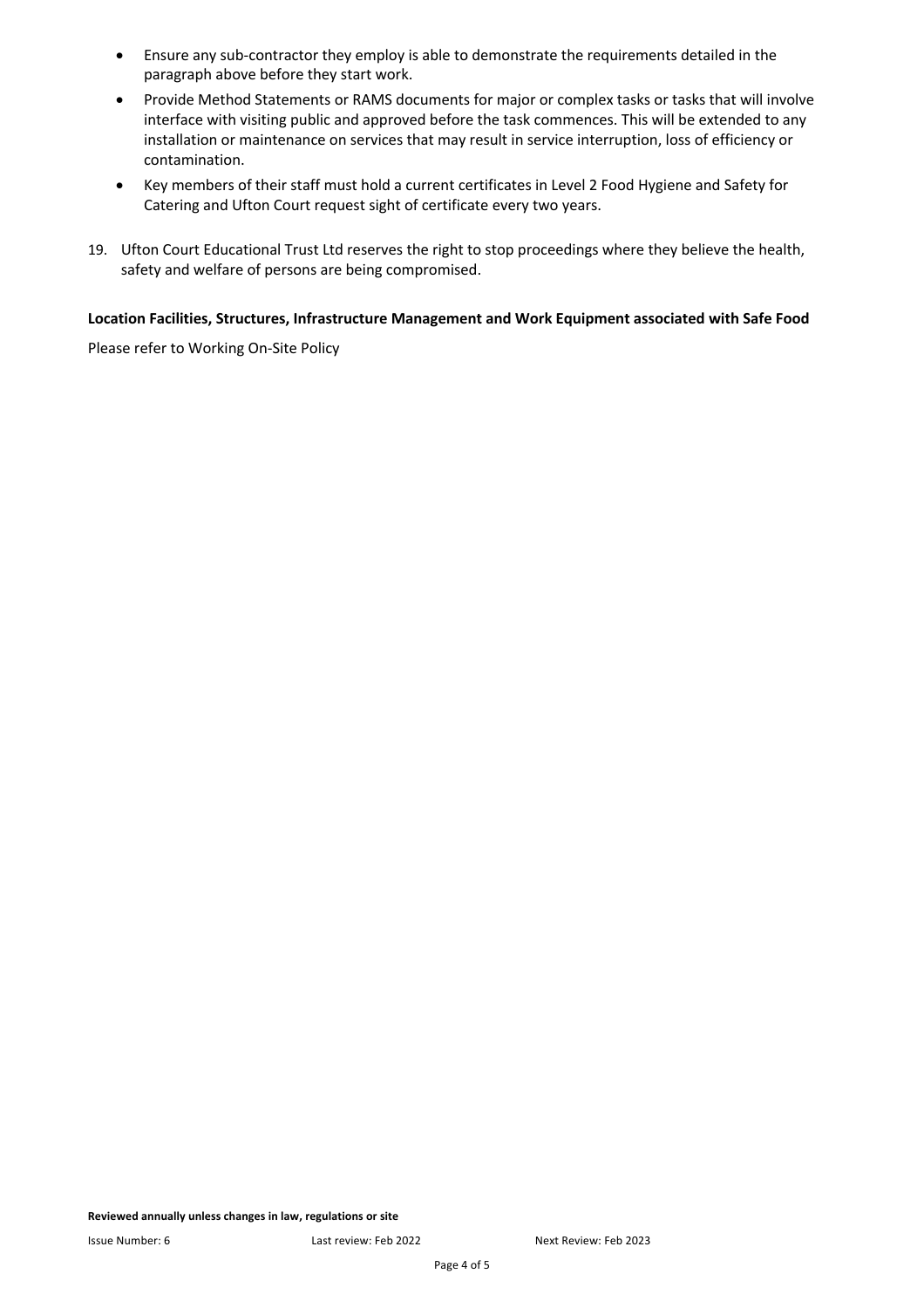- Ensure any sub-contractor they employ is able to demonstrate the requirements detailed in the paragraph above before they start work.
- Provide Method Statements or RAMS documents for major or complex tasks or tasks that will involve interface with visiting public and approved before the task commences. This will be extended to any installation or maintenance on services that may result in service interruption, loss of efficiency or contamination.
- Key members of their staff must hold a current certificates in Level 2 Food Hygiene and Safety for Catering and Ufton Court request sight of certificate every two years.

19. Ufton Court Educational Trust Ltd reserves the right to stop proceedings where they believe the health, safety and welfare of persons are being compromised.

**Location Facilities, Structures, Infrastructure Management and Work Equipment associated with Safe Food**

Please refer to Working On-Site Policy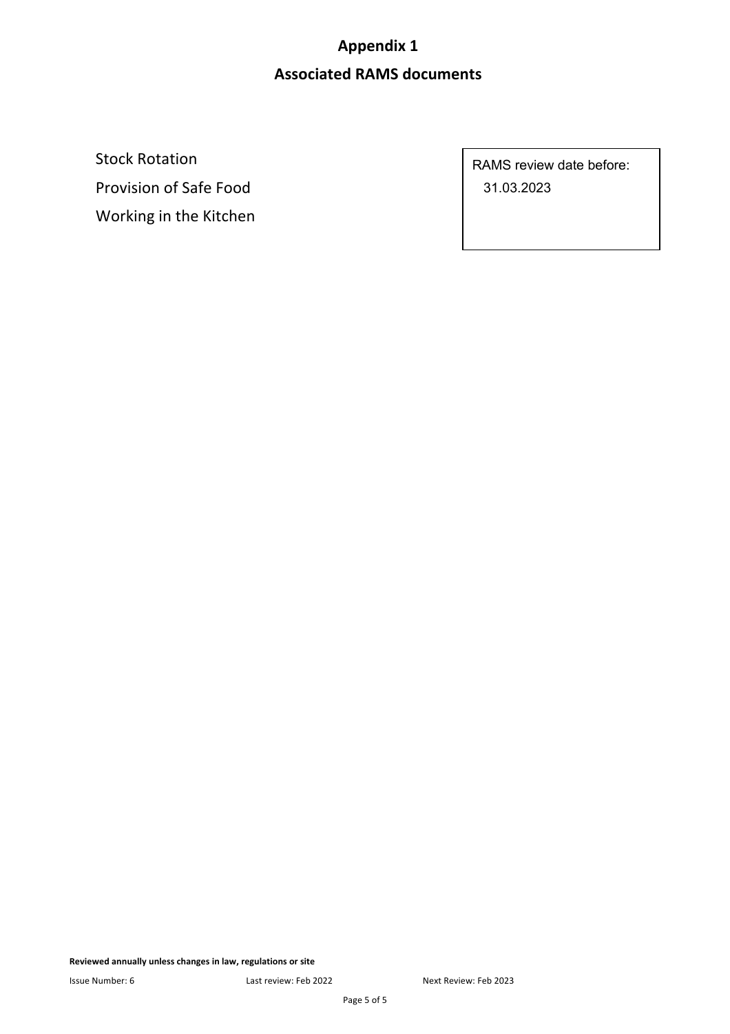# Appendix 1

## Associated RAMS documents

Stock Rotation

Provision of Safe Food

Working in the Kitchen

RAMS review date before:
31.03.2023

**Reviewed annually unless changes in law, regulations or site**

Issue Number: 6 Last review: Feb 2022 Next Review: Feb 2023